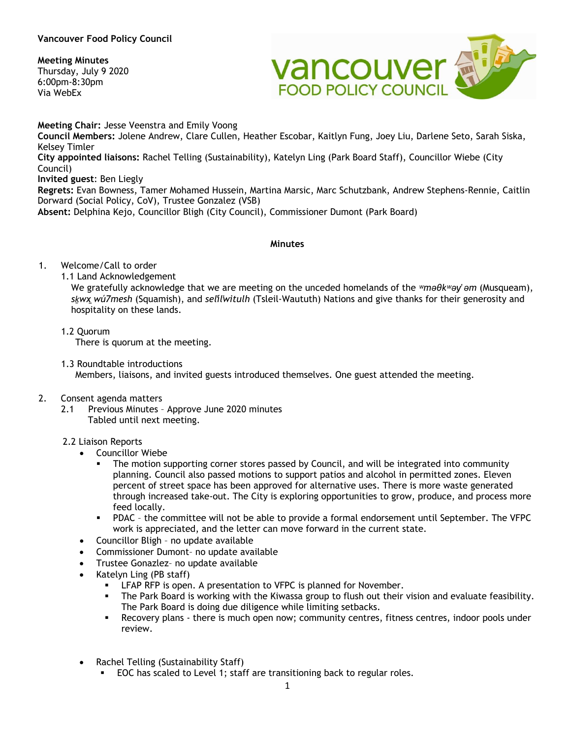**Vancouver Food Policy Council**

**Meeting Minutes**
Thursday, July 9 2020
6:00pm-8:30pm
Via WebEx

**Meeting Chair:** Jesse Veenstra and Emily Voong
**Council Members:** Jolene Andrew, Clare Cullen, Heather Escobar, Kaitlyn Fung, Joey Liu, Darlene Seto, Sarah Siska, Kelsey Timler
**City appointed liaisons:** Rachel Telling (Sustainability), Katelyn Ling (Park Board Staff), Councillor Wiebe (City Council)
**Invited guest**: Ben Liegly
**Regrets:** Evan Bowness, Tamer Mohamed Hussein, Martina Marsic, Marc Schutzbank, Andrew Stephens-Rennie, Caitlin Dorward (Social Policy, CoV), Trustee Gonzalez (VSB)
**Absent:** Delphina Kejo, Councillor Bligh (City Council), Commissioner Dumont (Park Board)

## Minutes

1. Welcome/Call to order
   1.1 Land Acknowledgement
   We gratefully acknowledge that we are meeting on the unceded homelands of the *ʷməθkʷəy̓əm* (Musqueam), *sḵwx̱wú7mesh* (Squamish), and *səl̓ílwitulh* (Tsleil-Waututh) Nations and give thanks for their generosity and hospitality on these lands.

   1.2 Quorum
   There is quorum at the meeting.

   1.3 Roundtable introductions
   Members, liaisons, and invited guests introduced themselves. One guest attended the meeting.

2. Consent agenda matters
   2.1 Previous Minutes – Approve June 2020 minutes
   Tabled until next meeting.

   2.2 Liaison Reports
   - Councillor Wiebe
     - The motion supporting corner stores passed by Council, and will be integrated into community planning. Council also passed motions to support patios and alcohol in permitted zones. Eleven percent of street space has been approved for alternative uses. There is more waste generated through increased take-out. The City is exploring opportunities to grow, produce, and process more feed locally.
     - PDAC – the committee will not be able to provide a formal endorsement until September. The VFPC work is appreciated, and the letter can move forward in the current state.
   - Councillor Bligh – no update available
   - Commissioner Dumont– no update available
   - Trustee Gonazlez– no update available
   - Katelyn Ling (PB staff)
     - LFAP RFP is open. A presentation to VFPC is planned for November.
     - The Park Board is working with the Kiwassa group to flush out their vision and evaluate feasibility. The Park Board is doing due diligence while limiting setbacks.
     - Recovery plans - there is much open now; community centres, fitness centres, indoor pools under review.
   - Rachel Telling (Sustainability Staff)
     - EOC has scaled to Level 1; staff are transitioning back to regular roles.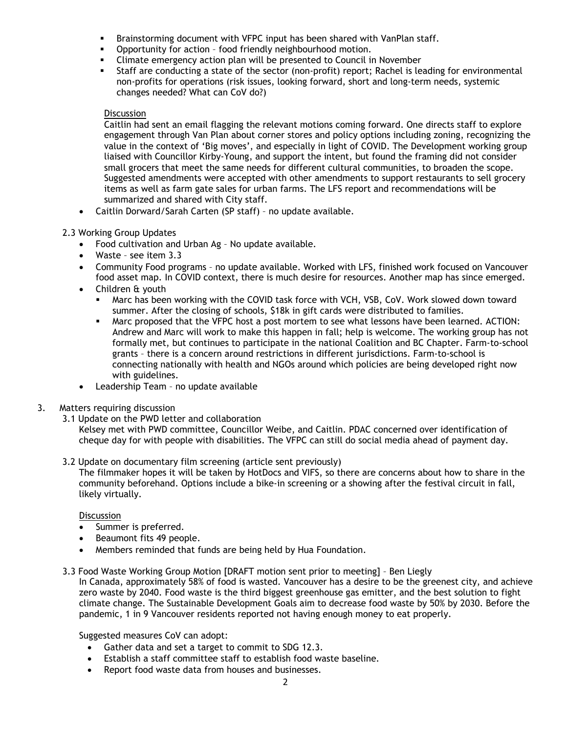- Brainstorming document with VFPC input has been shared with VanPlan staff.
   - Opportunity for action – food friendly neighbourhood motion.
   - Climate emergency action plan will be presented to Council in November
   - Staff are conducting a state of the sector (non-profit) report; Rachel is leading for environmental non-profits for operations (risk issues, looking forward, short and long-term needs, systemic changes needed? What can CoV do?)

   Discussion

   Caitlin had sent an email flagging the relevant motions coming forward. One directs staff to explore engagement through Van Plan about corner stores and policy options including zoning, recognizing the value in the context of 'Big moves', and especially in light of COVID. The Development working group liaised with Councillor Kirby-Young, and support the intent, but found the framing did not consider small grocers that meet the same needs for different cultural communities, to broaden the scope. Suggested amendments were accepted with other amendments to support restaurants to sell grocery items as well as farm gate sales for urban farms. The LFS report and recommendations will be summarized and shared with City staff.

- Caitlin Dorward/Sarah Carten (SP staff) – no update available.

2.3 Working Group Updates

- Food cultivation and Urban Ag – No update available.
- Waste – see item 3.3
- Community Food programs – no update available. Worked with LFS, finished work focused on Vancouver food asset map. In COVID context, there is much desire for resources. Another map has since emerged.
- Children & youth
   - Marc has been working with the COVID task force with VCH, VSB, CoV. Work slowed down toward summer. After the closing of schools, $18k in gift cards were distributed to families.
   - Marc proposed that the VFPC host a post mortem to see what lessons have been learned. ACTION: Andrew and Marc will work to make this happen in fall; help is welcome. The working group has not formally met, but continues to participate in the national Coalition and BC Chapter. Farm-to-school grants – there is a concern around restrictions in different jurisdictions. Farm-to-school is connecting nationally with health and NGOs around which policies are being developed right now with guidelines.
- Leadership Team – no update available

3. Matters requiring discussion

3.1 Update on the PWD letter and collaboration

Kelsey met with PWD committee, Councillor Weibe, and Caitlin. PDAC concerned over identification of cheque day for with people with disabilities. The VFPC can still do social media ahead of payment day.

3.2 Update on documentary film screening (article sent previously)

The filmmaker hopes it will be taken by HotDocs and VIFS, so there are concerns about how to share in the community beforehand. Options include a bike-in screening or a showing after the festival circuit in fall, likely virtually.

Discussion

- Summer is preferred.
- Beaumont fits 49 people.
- Members reminded that funds are being held by Hua Foundation.

3.3 Food Waste Working Group Motion [DRAFT motion sent prior to meeting] – Ben Liegly

In Canada, approximately 58% of food is wasted. Vancouver has a desire to be the greenest city, and achieve zero waste by 2040. Food waste is the third biggest greenhouse gas emitter, and the best solution to fight climate change. The Sustainable Development Goals aim to decrease food waste by 50% by 2030. Before the pandemic, 1 in 9 Vancouver residents reported not having enough money to eat properly.

Suggested measures CoV can adopt:

- Gather data and set a target to commit to SDG 12.3.
- Establish a staff committee staff to establish food waste baseline.
- Report food waste data from houses and businesses.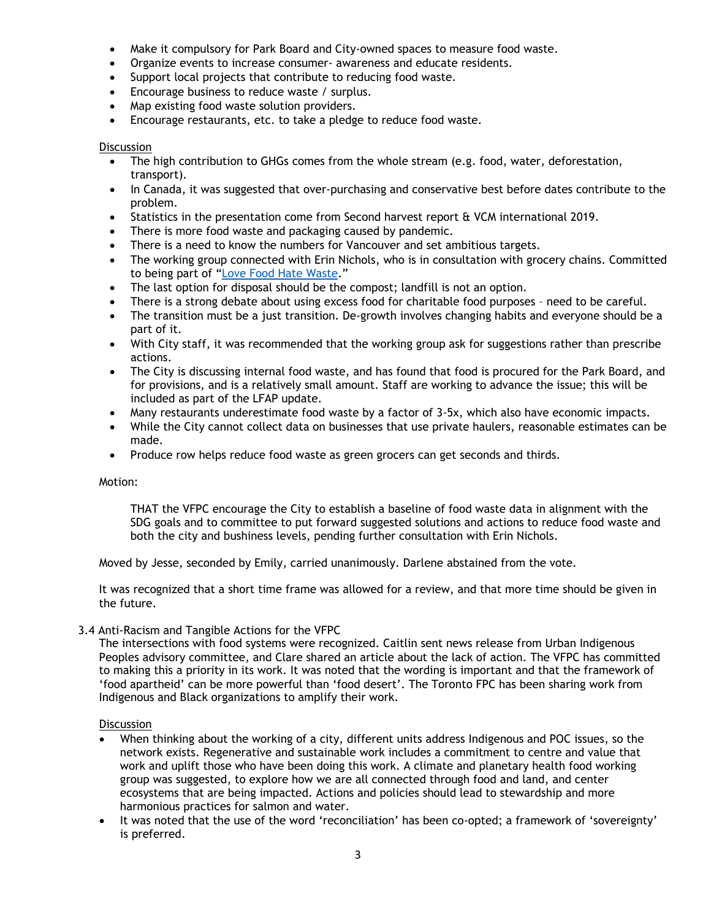- Make it compulsory for Park Board and City-owned spaces to measure food waste.
- Organize events to increase consumer- awareness and educate residents.
- Support local projects that contribute to reducing food waste.
- Encourage business to reduce waste / surplus.
- Map existing food waste solution providers.
- Encourage restaurants, etc. to take a pledge to reduce food waste.

Discussion

- The high contribution to GHGs comes from the whole stream (e.g. food, water, deforestation, transport).
- In Canada, it was suggested that over-purchasing and conservative best before dates contribute to the problem.
- Statistics in the presentation come from Second harvest report & VCM international 2019.
- There is more food waste and packaging caused by pandemic.
- There is a need to know the numbers for Vancouver and set ambitious targets.
- The working group connected with Erin Nichols, who is in consultation with grocery chains. Committed to being part of "Love Food Hate Waste."
- The last option for disposal should be the compost; landfill is not an option.
- There is a strong debate about using excess food for charitable food purposes – need to be careful.
- The transition must be a just transition. De-growth involves changing habits and everyone should be a part of it.
- With City staff, it was recommended that the working group ask for suggestions rather than prescribe actions.
- The City is discussing internal food waste, and has found that food is procured for the Park Board, and for provisions, and is a relatively small amount. Staff are working to advance the issue; this will be included as part of the LFAP update.
- Many restaurants underestimate food waste by a factor of 3-5x, which also have economic impacts.
- While the City cannot collect data on businesses that use private haulers, reasonable estimates can be made.
- Produce row helps reduce food waste as green grocers can get seconds and thirds.

Motion:

> THAT the VFPC encourage the City to establish a baseline of food waste data in alignment with the SDG goals and to committee to put forward suggested solutions and actions to reduce food waste and both the city and bushiness levels, pending further consultation with Erin Nichols.

Moved by Jesse, seconded by Emily, carried unanimously. Darlene abstained from the vote.

It was recognized that a short time frame was allowed for a review, and that more time should be given in the future.

3.4 Anti-Racism and Tangible Actions for the VFPC

The intersections with food systems were recognized. Caitlin sent news release from Urban Indigenous Peoples advisory committee, and Clare shared an article about the lack of action. The VFPC has committed to making this a priority in its work. It was noted that the wording is important and that the framework of 'food apartheid' can be more powerful than 'food desert'. The Toronto FPC has been sharing work from Indigenous and Black organizations to amplify their work.

Discussion

- When thinking about the working of a city, different units address Indigenous and POC issues, so the network exists. Regenerative and sustainable work includes a commitment to centre and value that work and uplift those who have been doing this work. A climate and planetary health food working group was suggested, to explore how we are all connected through food and land, and center ecosystems that are being impacted. Actions and policies should lead to stewardship and more harmonious practices for salmon and water.
- It was noted that the use of the word 'reconciliation' has been co-opted; a framework of 'sovereignty' is preferred.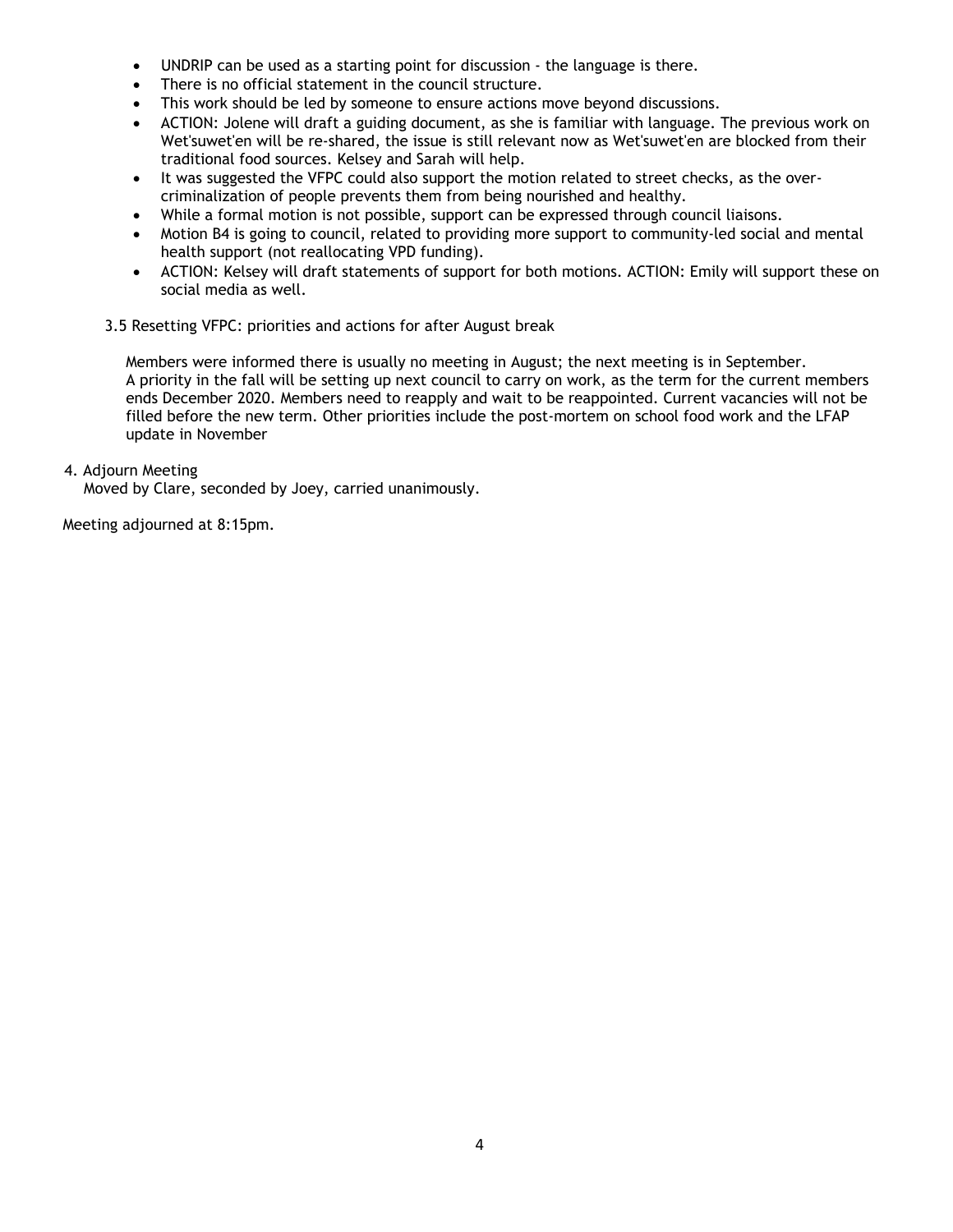- UNDRIP can be used as a starting point for discussion - the language is there.
- There is no official statement in the council structure.
- This work should be led by someone to ensure actions move beyond discussions.
- ACTION: Jolene will draft a guiding document, as she is familiar with language. The previous work on Wet'suwet'en will be re-shared, the issue is still relevant now as Wet'suwet'en are blocked from their traditional food sources. Kelsey and Sarah will help.
- It was suggested the VFPC could also support the motion related to street checks, as the over-criminalization of people prevents them from being nourished and healthy.
- While a formal motion is not possible, support can be expressed through council liaisons.
- Motion B4 is going to council, related to providing more support to community-led social and mental health support (not reallocating VPD funding).
- ACTION: Kelsey will draft statements of support for both motions. ACTION: Emily will support these on social media as well.

3.5 Resetting VFPC: priorities and actions for after August break

Members were informed there is usually no meeting in August; the next meeting is in September. A priority in the fall will be setting up next council to carry on work, as the term for the current members ends December 2020. Members need to reapply and wait to be reappointed. Current vacancies will not be filled before the new term. Other priorities include the post-mortem on school food work and the LFAP update in November

4. Adjourn Meeting
   Moved by Clare, seconded by Joey, carried unanimously.

Meeting adjourned at 8:15pm.